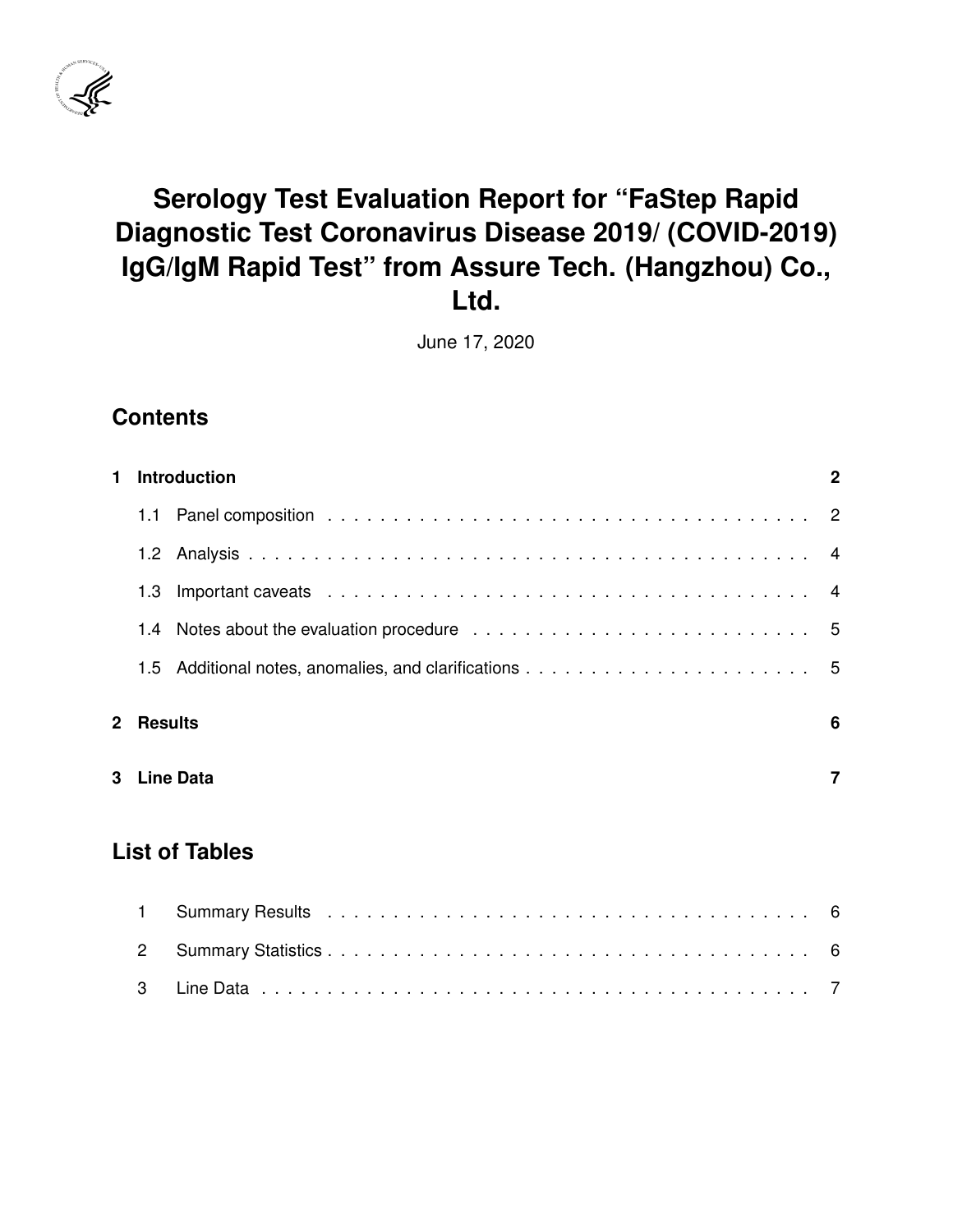# Serology Test Evaluation Report for "FaStep Rapid Diagnostic Test Coronavirus Disease 2019/ (COVID-2019) IgG/IgM Rapid Test" from Assure Tech. (Hangzhou) Co., Ltd.

June 17, 2020

## Contents

1 Introduction — 2
- 1.1 Panel composition — 2
- 1.2 Analysis — 4
- 1.3 Important caveats — 4
- 1.4 Notes about the evaluation procedure — 5
- 1.5 Additional notes, anomalies, and clarifications — 5

2 Results — 6

3 Line Data — 7

## List of Tables

1. Summary Results — 6
2. Summary Statistics — 6
3. Line Data — 7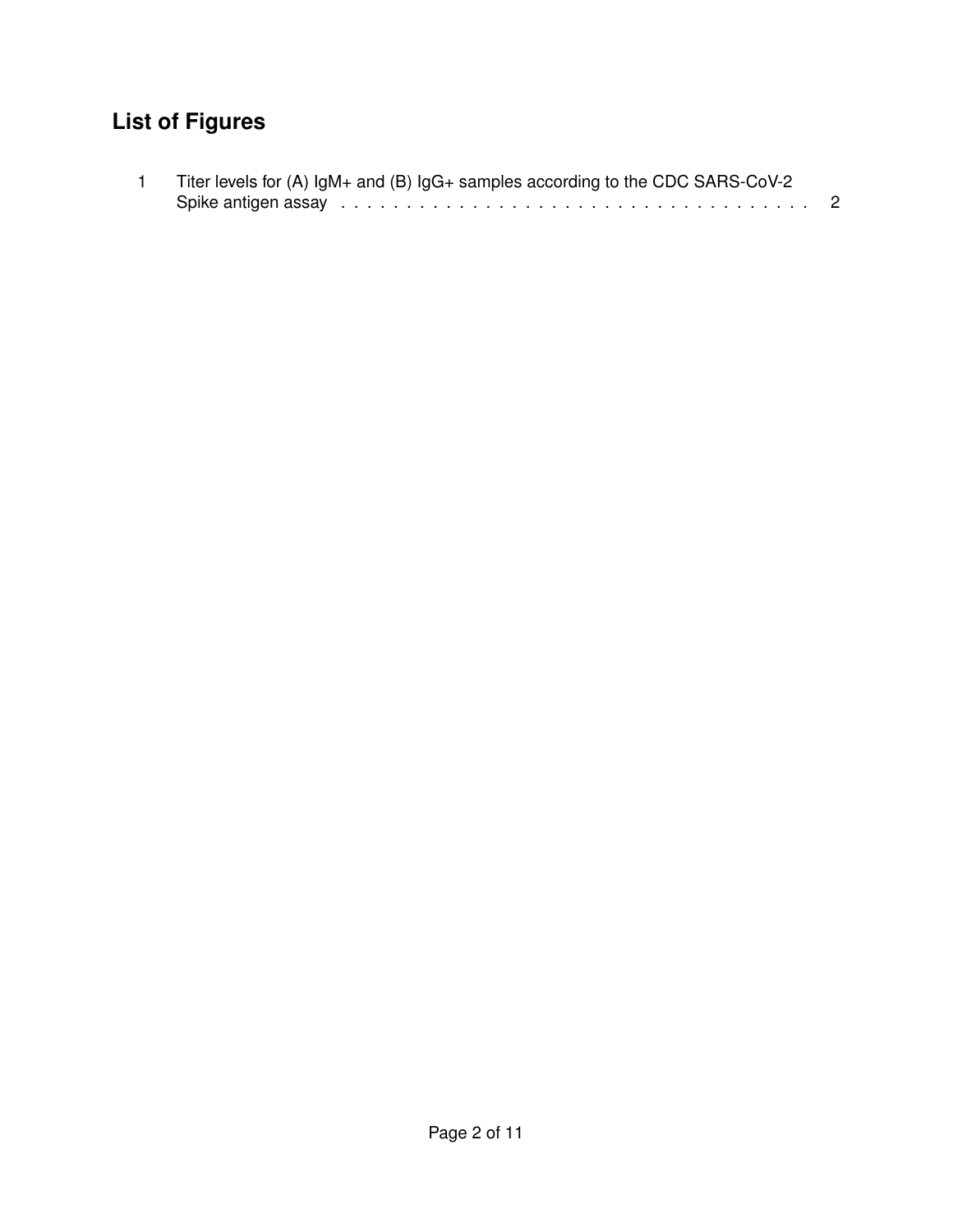## List of Figures

1 Titer levels for (A) IgM+ and (B) IgG+ samples according to the CDC SARS-CoV-2 Spike antigen assay . . . . . . . . . . . . . . . . . . . . . . . . . . . . . . . . . . . . 2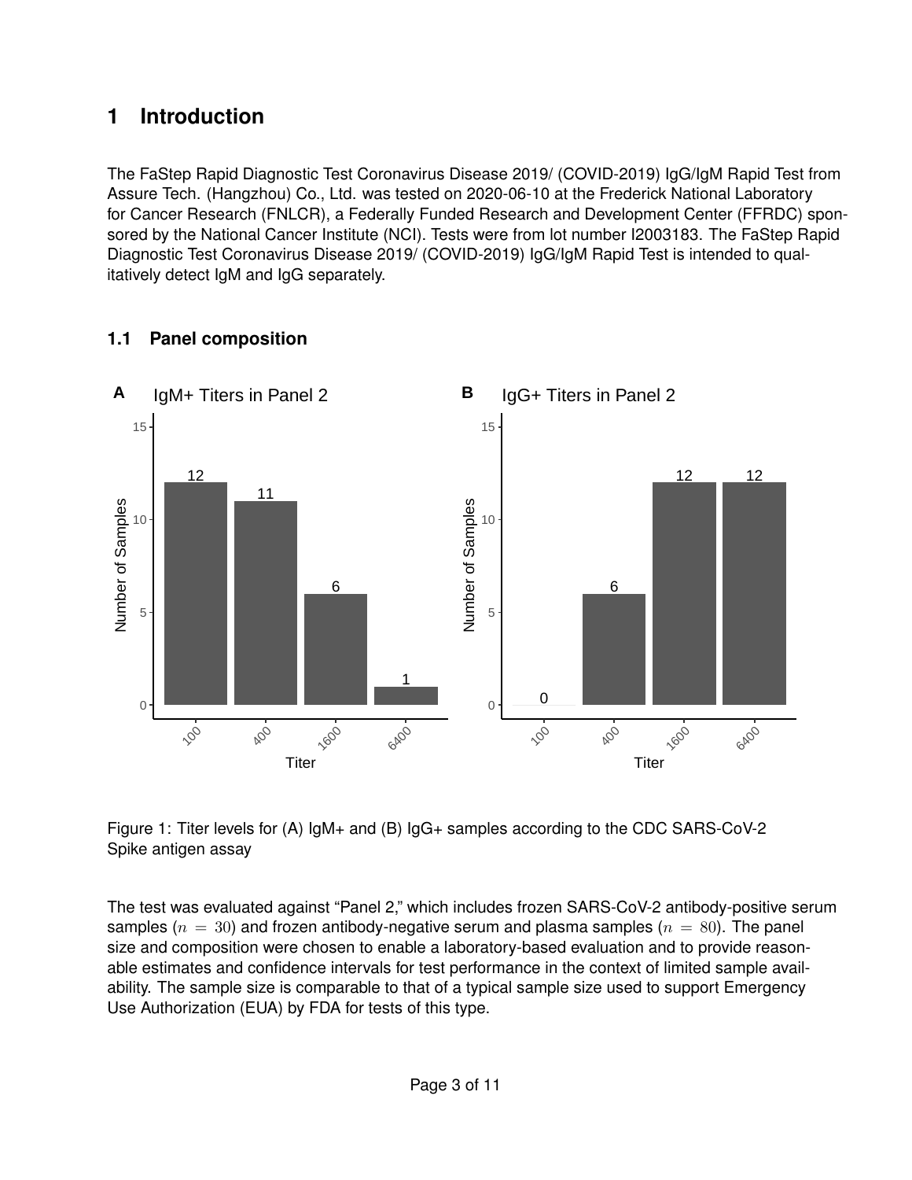# 1 Introduction

The FaStep Rapid Diagnostic Test Coronavirus Disease 2019/ (COVID-2019) IgG/IgM Rapid Test from Assure Tech. (Hangzhou) Co., Ltd. was tested on 2020-06-10 at the Frederick National Laboratory for Cancer Research (FNLCR), a Federally Funded Research and Development Center (FFRDC) sponsored by the National Cancer Institute (NCI). Tests were from lot number I2003183. The FaStep Rapid Diagnostic Test Coronavirus Disease 2019/ (COVID-2019) IgG/IgM Rapid Test is intended to qualitatively detect IgM and IgG separately.

## 1.1 Panel composition

Figure 1: Titer levels for (A) IgM+ and (B) IgG+ samples according to the CDC SARS-CoV-2 Spike antigen assay

The test was evaluated against "Panel 2," which includes frozen SARS-CoV-2 antibody-positive serum samples ($n = 30$) and frozen antibody-negative serum and plasma samples ($n = 80$). The panel size and composition were chosen to enable a laboratory-based evaluation and to provide reasonable estimates and confidence intervals for test performance in the context of limited sample availability. The sample size is comparable to that of a typical sample size used to support Emergency Use Authorization (EUA) by FDA for tests of this type.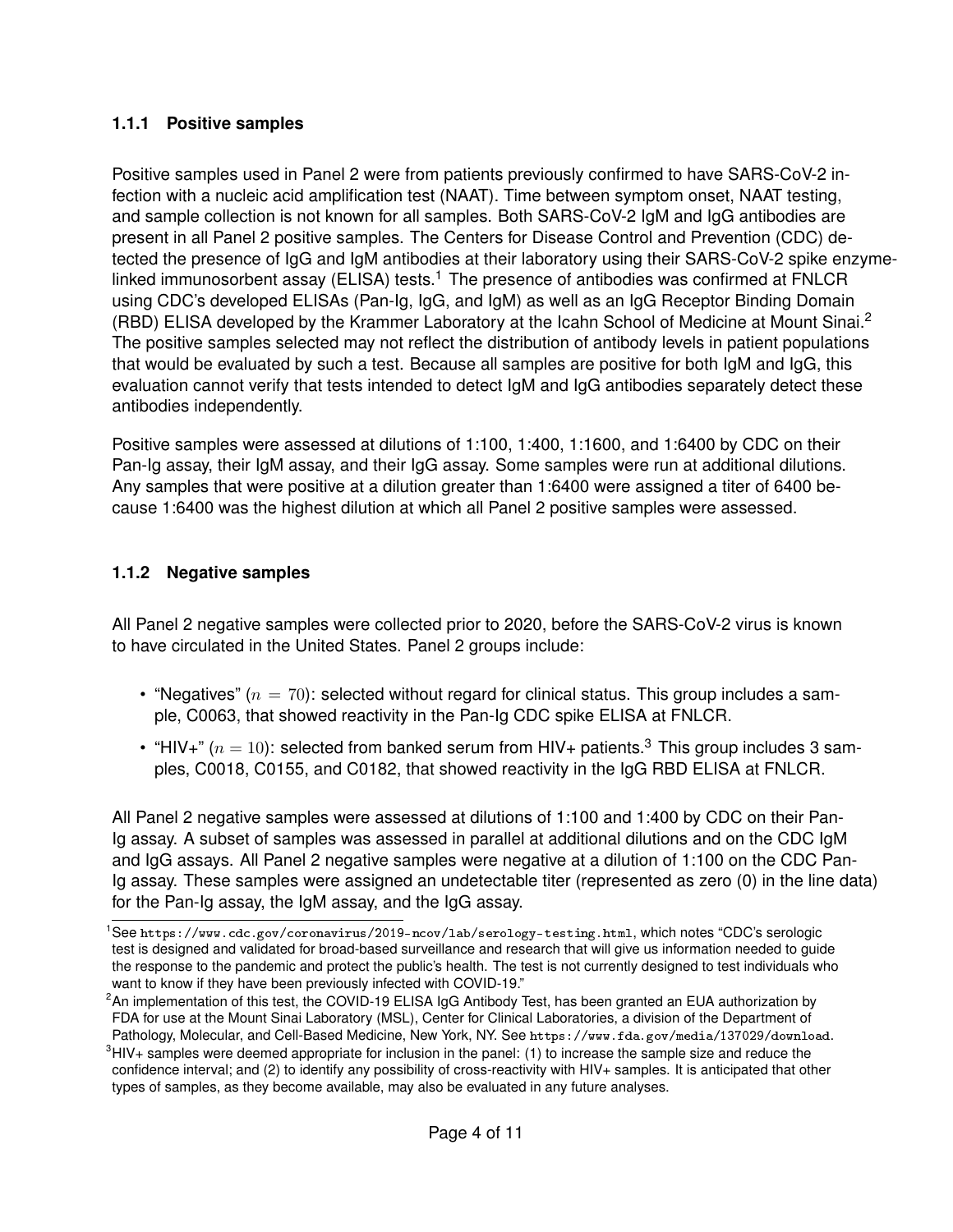### 1.1.1 Positive samples

Positive samples used in Panel 2 were from patients previously confirmed to have SARS-CoV-2 infection with a nucleic acid amplification test (NAAT). Time between symptom onset, NAAT testing, and sample collection is not known for all samples. Both SARS-CoV-2 IgM and IgG antibodies are present in all Panel 2 positive samples. The Centers for Disease Control and Prevention (CDC) detected the presence of IgG and IgM antibodies at their laboratory using their SARS-CoV-2 spike enzyme-linked immunosorbent assay (ELISA) tests.[1] The presence of antibodies was confirmed at FNLCR using CDC's developed ELISAs (Pan-Ig, IgG, and IgM) as well as an IgG Receptor Binding Domain (RBD) ELISA developed by the Krammer Laboratory at the Icahn School of Medicine at Mount Sinai.[2] The positive samples selected may not reflect the distribution of antibody levels in patient populations that would be evaluated by such a test. Because all samples are positive for both IgM and IgG, this evaluation cannot verify that tests intended to detect IgM and IgG antibodies separately detect these antibodies independently.

Positive samples were assessed at dilutions of 1:100, 1:400, 1:1600, and 1:6400 by CDC on their Pan-Ig assay, their IgM assay, and their IgG assay. Some samples were run at additional dilutions. Any samples that were positive at a dilution greater than 1:6400 were assigned a titer of 6400 because 1:6400 was the highest dilution at which all Panel 2 positive samples were assessed.

### 1.1.2 Negative samples

All Panel 2 negative samples were collected prior to 2020, before the SARS-CoV-2 virus is known to have circulated in the United States. Panel 2 groups include:

- "Negatives" ($n = 70$): selected without regard for clinical status. This group includes a sample, C0063, that showed reactivity in the Pan-Ig CDC spike ELISA at FNLCR.
- "HIV+" ($n = 10$): selected from banked serum from HIV+ patients.[3] This group includes 3 samples, C0018, C0155, and C0182, that showed reactivity in the IgG RBD ELISA at FNLCR.

All Panel 2 negative samples were assessed at dilutions of 1:100 and 1:400 by CDC on their Pan-Ig assay. A subset of samples was assessed in parallel at additional dilutions and on the CDC IgM and IgG assays. All Panel 2 negative samples were negative at a dilution of 1:100 on the CDC Pan-Ig assay. These samples were assigned an undetectable titer (represented as zero (0) in the line data) for the Pan-Ig assay, the IgM assay, and the IgG assay.

[1] See `https://www.cdc.gov/coronavirus/2019-ncov/lab/serology-testing.html`, which notes "CDC's serologic test is designed and validated for broad-based surveillance and research that will give us information needed to guide the response to the pandemic and protect the public's health. The test is not currently designed to test individuals who want to know if they have been previously infected with COVID-19."

[2] An implementation of this test, the COVID-19 ELISA IgG Antibody Test, has been granted an EUA authorization by FDA for use at the Mount Sinai Laboratory (MSL), Center for Clinical Laboratories, a division of the Department of Pathology, Molecular, and Cell-Based Medicine, New York, NY. See `https://www.fda.gov/media/137029/download`.

[3] HIV+ samples were deemed appropriate for inclusion in the panel: (1) to increase the sample size and reduce the confidence interval; and (2) to identify any possibility of cross-reactivity with HIV+ samples. It is anticipated that other types of samples, as they become available, may also be evaluated in any future analyses.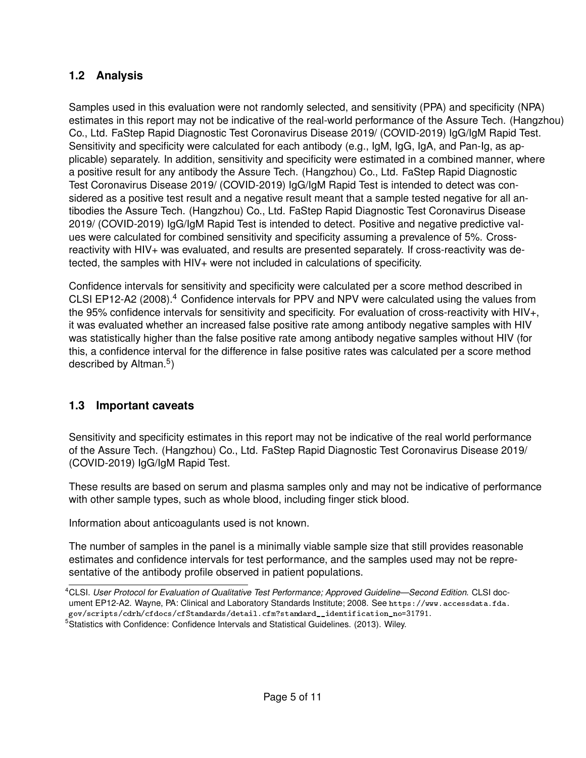## 1.2 Analysis

Samples used in this evaluation were not randomly selected, and sensitivity (PPA) and specificity (NPA) estimates in this report may not be indicative of the real-world performance of the Assure Tech. (Hangzhou) Co., Ltd. FaStep Rapid Diagnostic Test Coronavirus Disease 2019/ (COVID-2019) IgG/IgM Rapid Test. Sensitivity and specificity were calculated for each antibody (e.g., IgM, IgG, IgA, and Pan-Ig, as applicable) separately. In addition, sensitivity and specificity were estimated in a combined manner, where a positive result for any antibody the Assure Tech. (Hangzhou) Co., Ltd. FaStep Rapid Diagnostic Test Coronavirus Disease 2019/ (COVID-2019) IgG/IgM Rapid Test is intended to detect was considered as a positive test result and a negative result meant that a sample tested negative for all antibodies the Assure Tech. (Hangzhou) Co., Ltd. FaStep Rapid Diagnostic Test Coronavirus Disease 2019/ (COVID-2019) IgG/IgM Rapid Test is intended to detect. Positive and negative predictive values were calculated for combined sensitivity and specificity assuming a prevalence of 5%. Cross-reactivity with HIV+ was evaluated, and results are presented separately. If cross-reactivity was detected, the samples with HIV+ were not included in calculations of specificity.

Confidence intervals for sensitivity and specificity were calculated per a score method described in CLSI EP12-A2 (2008).[4] Confidence intervals for PPV and NPV were calculated using the values from the 95% confidence intervals for sensitivity and specificity. For evaluation of cross-reactivity with HIV+, it was evaluated whether an increased false positive rate among antibody negative samples with HIV was statistically higher than the false positive rate among antibody negative samples without HIV (for this, a confidence interval for the difference in false positive rates was calculated per a score method described by Altman.[5])

## 1.3 Important caveats

Sensitivity and specificity estimates in this report may not be indicative of the real world performance of the Assure Tech. (Hangzhou) Co., Ltd. FaStep Rapid Diagnostic Test Coronavirus Disease 2019/ (COVID-2019) IgG/IgM Rapid Test.

These results are based on serum and plasma samples only and may not be indicative of performance with other sample types, such as whole blood, including finger stick blood.

Information about anticoagulants used is not known.

The number of samples in the panel is a minimally viable sample size that still provides reasonable estimates and confidence intervals for test performance, and the samples used may not be representative of the antibody profile observed in patient populations.

[4] CLSI. *User Protocol for Evaluation of Qualitative Test Performance; Approved Guideline—Second Edition.* CLSI document EP12-A2. Wayne, PA: Clinical and Laboratory Standards Institute; 2008. See https://www.accessdata.fda.gov/scripts/cdrh/cfdocs/cfStandards/detail.cfm?standard__identification_no=31791.

[5] Statistics with Confidence: Confidence Intervals and Statistical Guidelines. (2013). Wiley.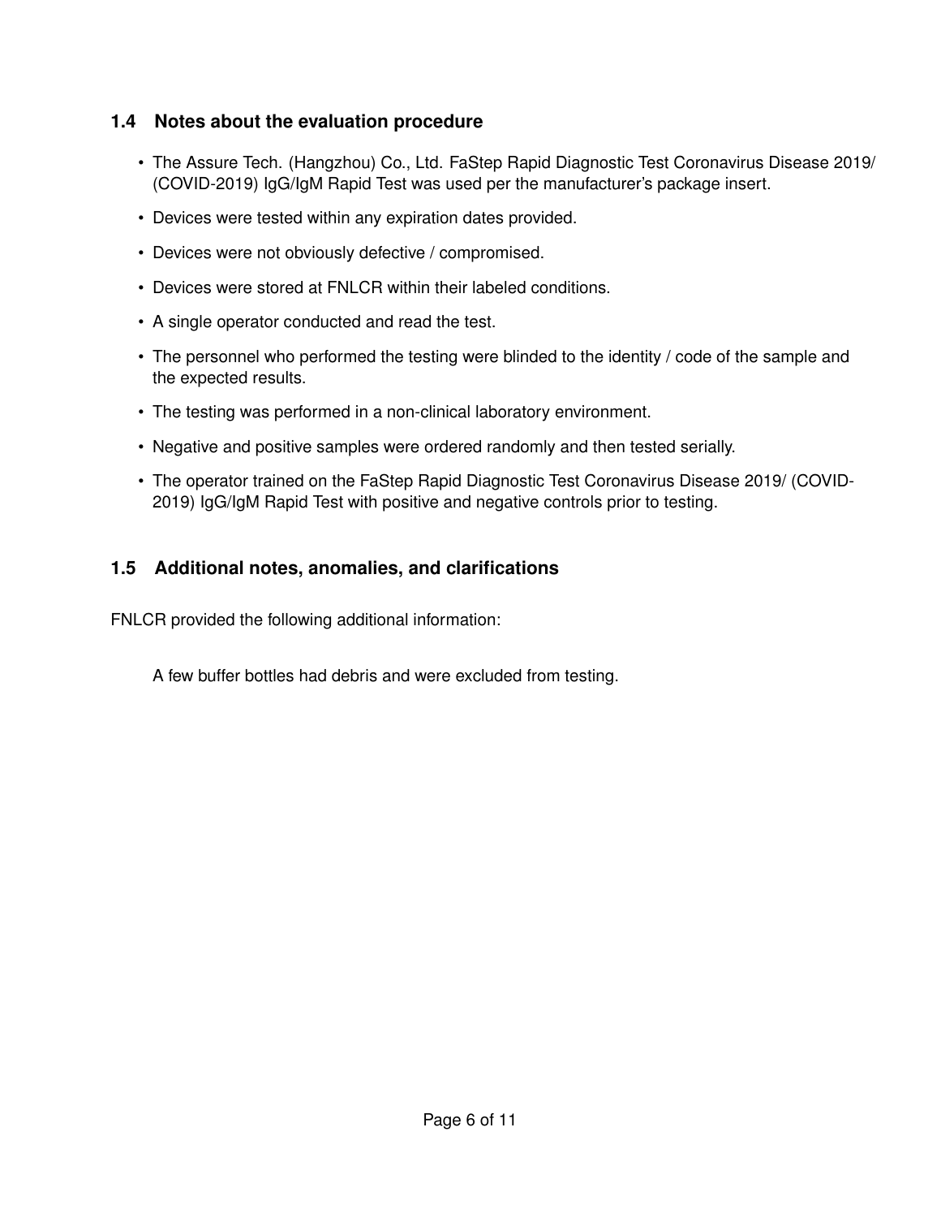### 1.4 Notes about the evaluation procedure

- The Assure Tech. (Hangzhou) Co., Ltd. FaStep Rapid Diagnostic Test Coronavirus Disease 2019/ (COVID-2019) IgG/IgM Rapid Test was used per the manufacturer's package insert.
- Devices were tested within any expiration dates provided.
- Devices were not obviously defective / compromised.
- Devices were stored at FNLCR within their labeled conditions.
- A single operator conducted and read the test.
- The personnel who performed the testing were blinded to the identity / code of the sample and the expected results.
- The testing was performed in a non-clinical laboratory environment.
- Negative and positive samples were ordered randomly and then tested serially.
- The operator trained on the FaStep Rapid Diagnostic Test Coronavirus Disease 2019/ (COVID-2019) IgG/IgM Rapid Test with positive and negative controls prior to testing.

### 1.5 Additional notes, anomalies, and clarifications

FNLCR provided the following additional information:

> A few buffer bottles had debris and were excluded from testing.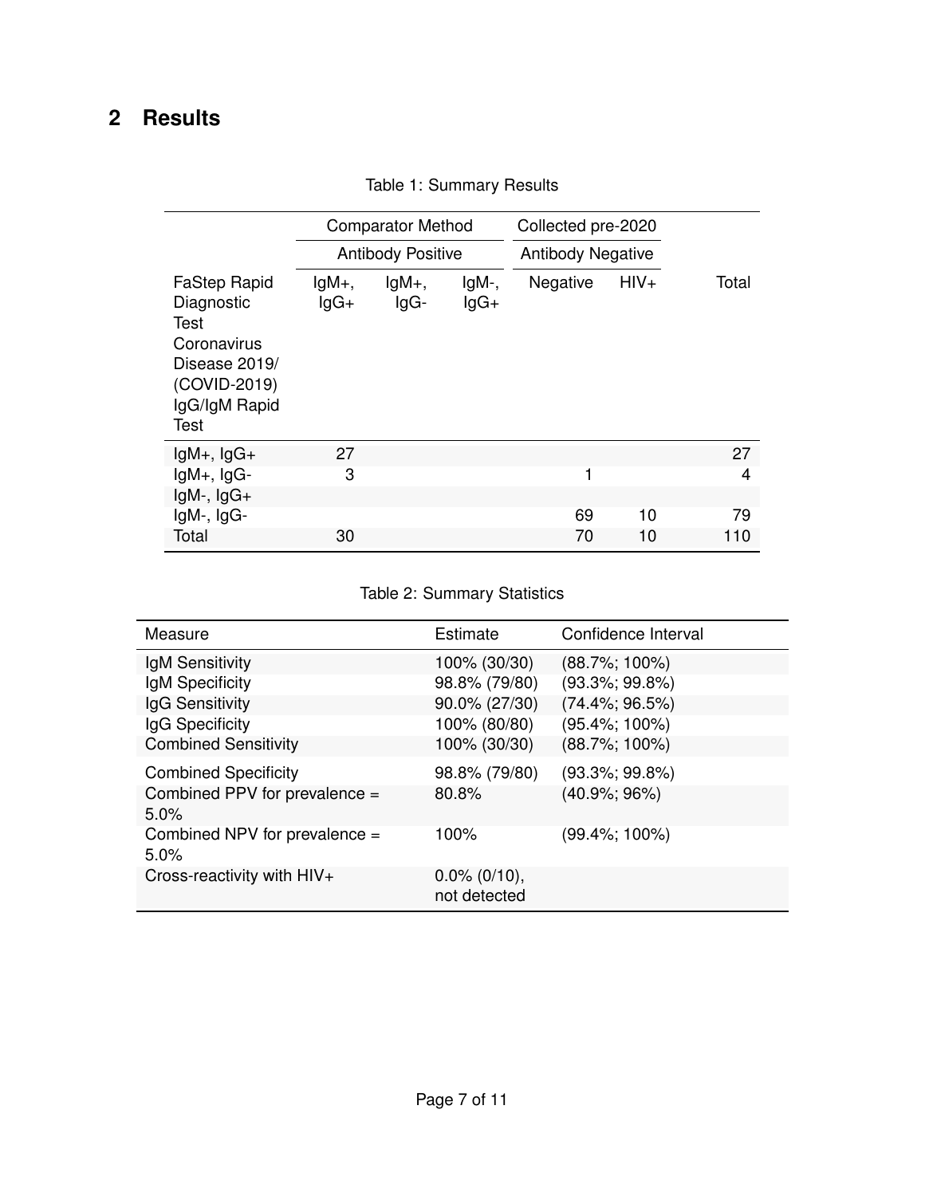## 2 Results

Table 1: Summary Results

| | Comparator Method | | | Collected pre-2020 | | |
|---|---|---|---|---|---|---|
| | Antibody Positive | | | Antibody Negative | | |
| FaStep Rapid Diagnostic Test Coronavirus Disease 2019/ (COVID-2019) IgG/IgM Rapid Test | IgM+, IgG+ | IgM+, IgG- | IgM-, IgG+ | Negative | HIV+ | Total |
| IgM+, IgG+ | 27 | | | | | 27 |
| IgM+, IgG- | 3 | | | 1 | | 4 |
| IgM-, IgG+ | | | | | | |
| IgM-, IgG- | | | | 69 | 10 | 79 |
| Total | 30 | | | 70 | 10 | 110 |

Table 2: Summary Statistics

| Measure | Estimate | Confidence Interval |
|---|---|---|
| IgM Sensitivity | 100% (30/30) | (88.7%; 100%) |
| IgM Specificity | 98.8% (79/80) | (93.3%; 99.8%) |
| IgG Sensitivity | 90.0% (27/30) | (74.4%; 96.5%) |
| IgG Specificity | 100% (80/80) | (95.4%; 100%) |
| Combined Sensitivity | 100% (30/30) | (88.7%; 100%) |
| Combined Specificity | 98.8% (79/80) | (93.3%; 99.8%) |
| Combined PPV for prevalence = 5.0% | 80.8% | (40.9%; 96%) |
| Combined NPV for prevalence = 5.0% | 100% | (99.4%; 100%) |
| Cross-reactivity with HIV+ | 0.0% (0/10), not detected | |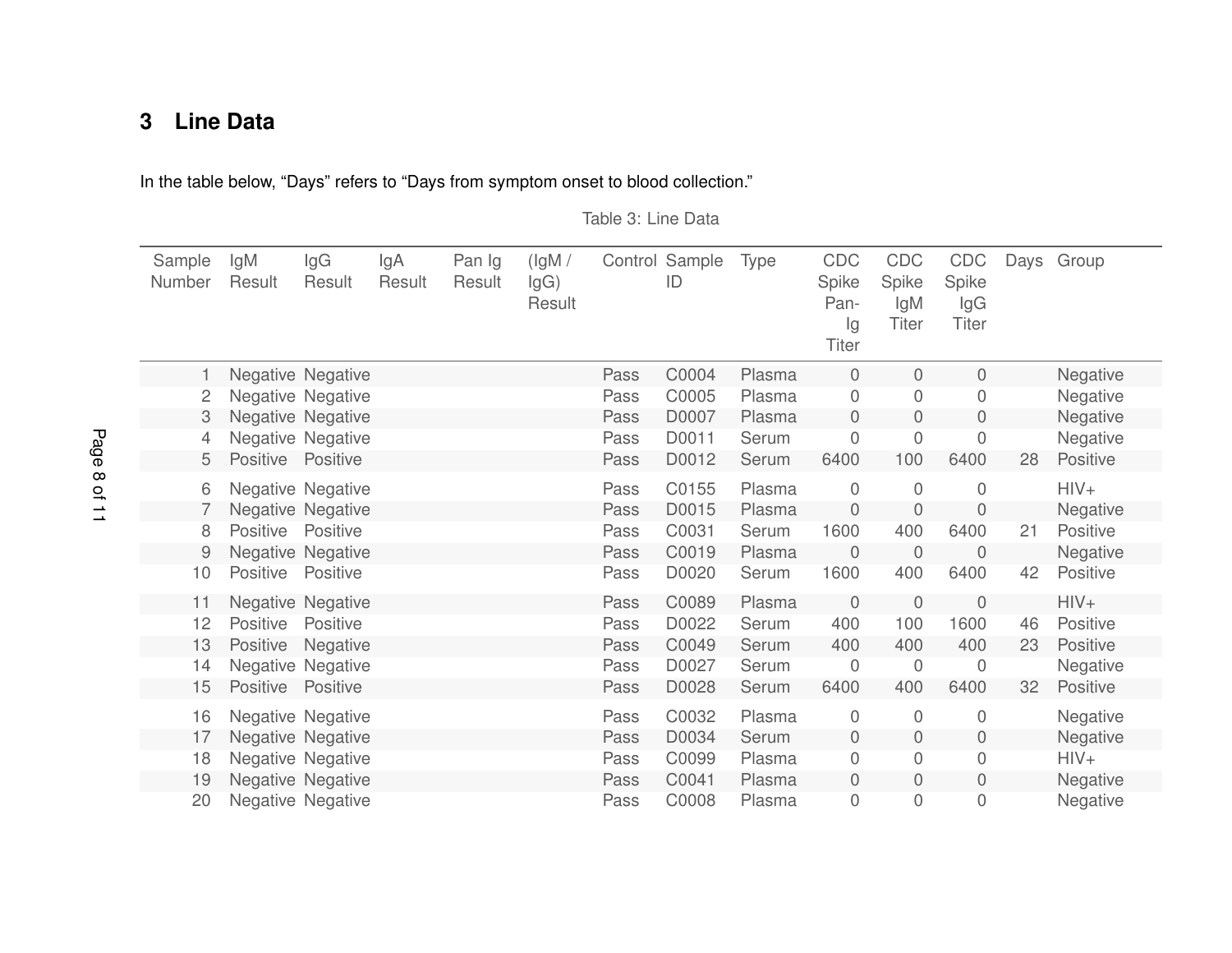## 3 Line Data

In the table below, “Days” refers to “Days from symptom onset to blood collection.”

Table 3: Line Data

| Sample Number | IgM Result | IgG Result | IgA Result | Pan Ig Result | (IgM / IgG) Result | Control | Sample ID | Type | CDC Spike Pan-Ig Titer | CDC Spike IgM Titer | CDC Spike IgG Titer | Days | Group |
|---|---|---|---|---|---|---|---|---|---|---|---|---|---|
| 1 | Negative | Negative | | | | Pass | C0004 | Plasma | 0 | 0 | 0 | | Negative |
| 2 | Negative | Negative | | | | Pass | C0005 | Plasma | 0 | 0 | 0 | | Negative |
| 3 | Negative | Negative | | | | Pass | D0007 | Plasma | 0 | 0 | 0 | | Negative |
| 4 | Negative | Negative | | | | Pass | D0011 | Serum | 0 | 0 | 0 | | Negative |
| 5 | Positive | Positive | | | | Pass | D0012 | Serum | 6400 | 100 | 6400 | 28 | Positive |
| 6 | Negative | Negative | | | | Pass | C0155 | Plasma | 0 | 0 | 0 | | HIV+ |
| 7 | Negative | Negative | | | | Pass | D0015 | Plasma | 0 | 0 | 0 | | Negative |
| 8 | Positive | Positive | | | | Pass | C0031 | Serum | 1600 | 400 | 6400 | 21 | Positive |
| 9 | Negative | Negative | | | | Pass | C0019 | Plasma | 0 | 0 | 0 | | Negative |
| 10 | Positive | Positive | | | | Pass | D0020 | Serum | 1600 | 400 | 6400 | 42 | Positive |
| 11 | Negative | Negative | | | | Pass | C0089 | Plasma | 0 | 0 | 0 | | HIV+ |
| 12 | Positive | Positive | | | | Pass | D0022 | Serum | 400 | 100 | 1600 | 46 | Positive |
| 13 | Positive | Negative | | | | Pass | C0049 | Serum | 400 | 400 | 400 | 23 | Positive |
| 14 | Negative | Negative | | | | Pass | D0027 | Serum | 0 | 0 | 0 | | Negative |
| 15 | Positive | Positive | | | | Pass | D0028 | Serum | 6400 | 400 | 6400 | 32 | Positive |
| 16 | Negative | Negative | | | | Pass | C0032 | Plasma | 0 | 0 | 0 | | Negative |
| 17 | Negative | Negative | | | | Pass | D0034 | Serum | 0 | 0 | 0 | | Negative |
| 18 | Negative | Negative | | | | Pass | C0099 | Plasma | 0 | 0 | 0 | | HIV+ |
| 19 | Negative | Negative | | | | Pass | C0041 | Plasma | 0 | 0 | 0 | | Negative |
| 20 | Negative | Negative | | | | Pass | C0008 | Plasma | 0 | 0 | 0 | | Negative |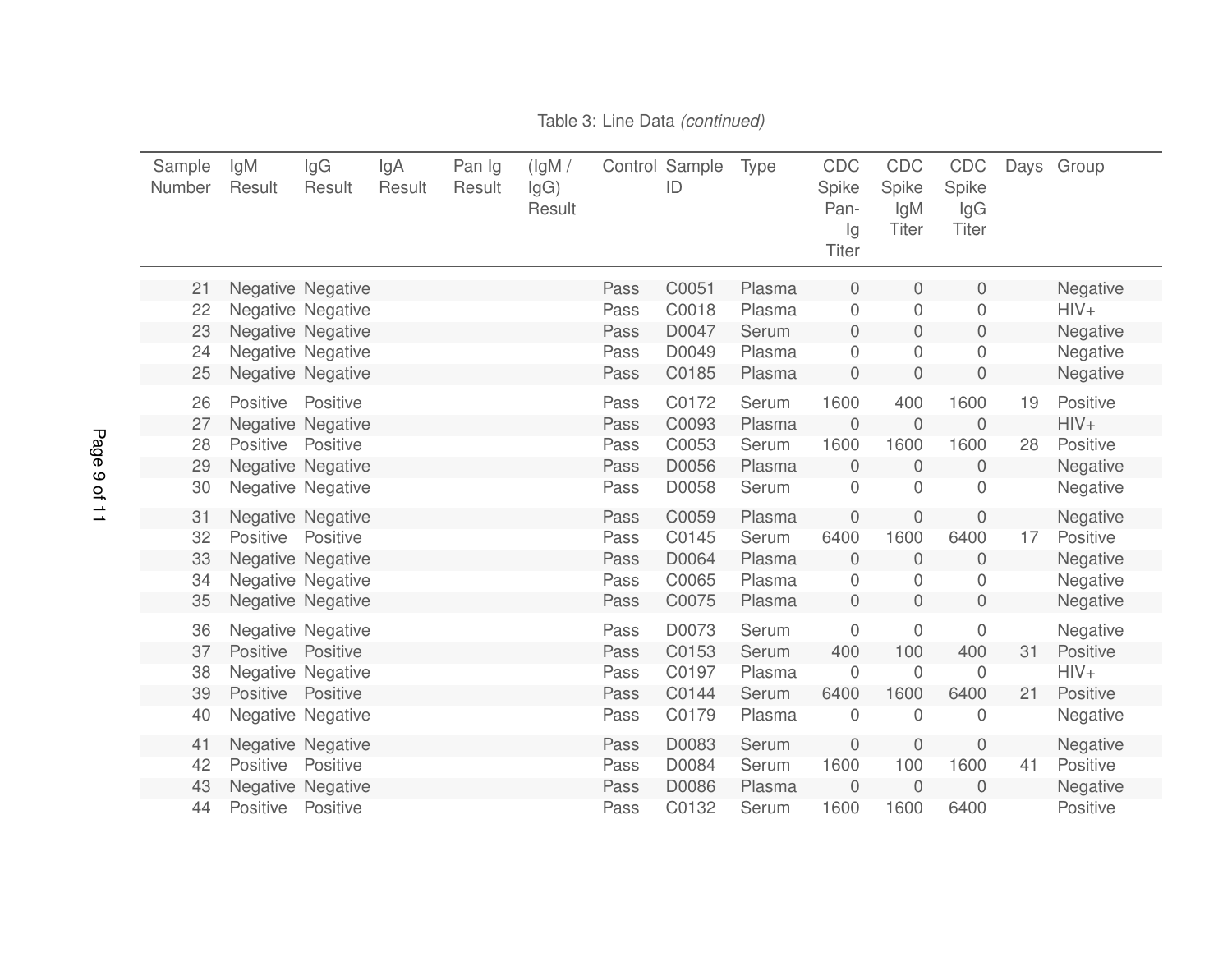Table 3: Line Data *(continued)*

| Sample Number | IgM Result | IgG Result | IgA Result | Pan Ig Result | (IgM / IgG) Result | Control | Sample ID | Type | CDC Spike Pan-Ig Titer | CDC Spike IgM Titer | CDC Spike IgG Titer | Days | Group |
|---|---|---|---|---|---|---|---|---|---|---|---|---|---|
| 21 | Negative | Negative | | | | Pass | C0051 | Plasma | 0 | 0 | 0 | | Negative |
| 22 | Negative | Negative | | | | Pass | C0018 | Plasma | 0 | 0 | 0 | | HIV+ |
| 23 | Negative | Negative | | | | Pass | D0047 | Serum | 0 | 0 | 0 | | Negative |
| 24 | Negative | Negative | | | | Pass | D0049 | Plasma | 0 | 0 | 0 | | Negative |
| 25 | Negative | Negative | | | | Pass | C0185 | Plasma | 0 | 0 | 0 | | Negative |
| 26 | Positive | Positive | | | | Pass | C0172 | Serum | 1600 | 400 | 1600 | 19 | Positive |
| 27 | Negative | Negative | | | | Pass | C0093 | Plasma | 0 | 0 | 0 | | HIV+ |
| 28 | Positive | Positive | | | | Pass | C0053 | Serum | 1600 | 1600 | 1600 | 28 | Positive |
| 29 | Negative | Negative | | | | Pass | D0056 | Plasma | 0 | 0 | 0 | | Negative |
| 30 | Negative | Negative | | | | Pass | D0058 | Serum | 0 | 0 | 0 | | Negative |
| 31 | Negative | Negative | | | | Pass | C0059 | Plasma | 0 | 0 | 0 | | Negative |
| 32 | Positive | Positive | | | | Pass | C0145 | Serum | 6400 | 1600 | 6400 | 17 | Positive |
| 33 | Negative | Negative | | | | Pass | D0064 | Plasma | 0 | 0 | 0 | | Negative |
| 34 | Negative | Negative | | | | Pass | C0065 | Plasma | 0 | 0 | 0 | | Negative |
| 35 | Negative | Negative | | | | Pass | C0075 | Plasma | 0 | 0 | 0 | | Negative |
| 36 | Negative | Negative | | | | Pass | D0073 | Serum | 0 | 0 | 0 | | Negative |
| 37 | Positive | Positive | | | | Pass | C0153 | Serum | 400 | 100 | 400 | 31 | Positive |
| 38 | Negative | Negative | | | | Pass | C0197 | Plasma | 0 | 0 | 0 | | HIV+ |
| 39 | Positive | Positive | | | | Pass | C0144 | Serum | 6400 | 1600 | 6400 | 21 | Positive |
| 40 | Negative | Negative | | | | Pass | C0179 | Plasma | 0 | 0 | 0 | | Negative |
| 41 | Negative | Negative | | | | Pass | D0083 | Serum | 0 | 0 | 0 | | Negative |
| 42 | Positive | Positive | | | | Pass | D0084 | Serum | 1600 | 100 | 1600 | 41 | Positive |
| 43 | Negative | Negative | | | | Pass | D0086 | Plasma | 0 | 0 | 0 | | Negative |
| 44 | Positive | Positive | | | | Pass | C0132 | Serum | 1600 | 1600 | 6400 | | Positive |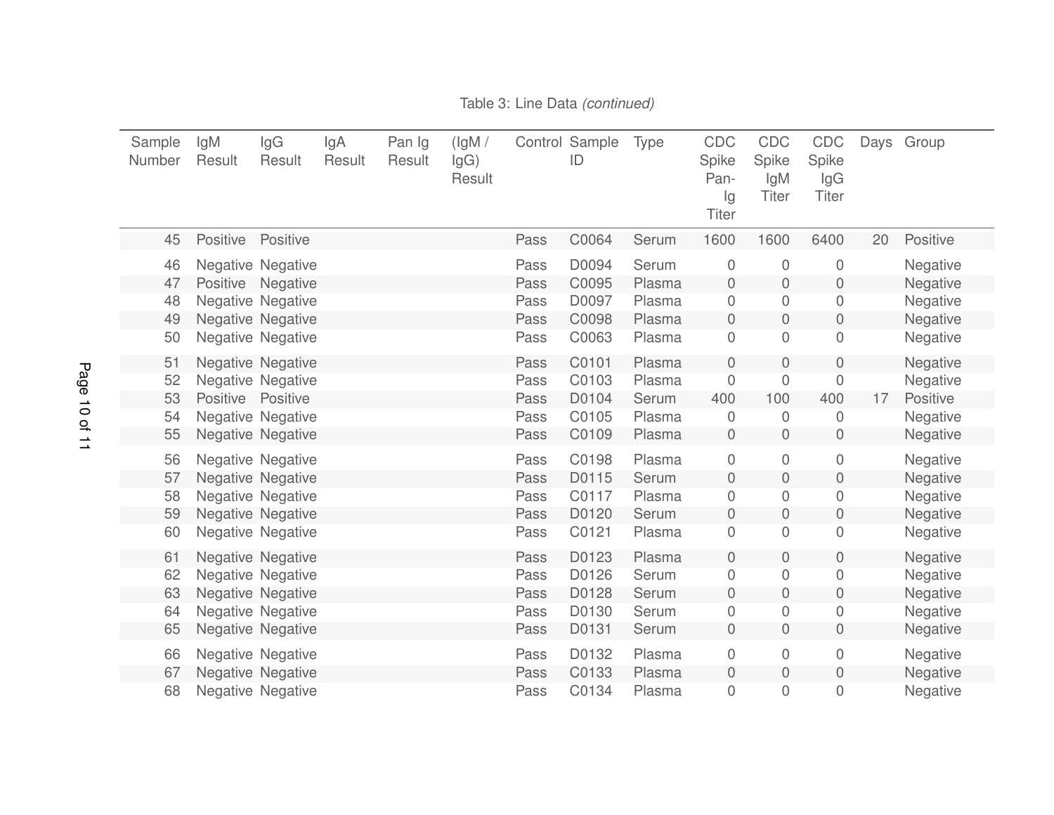Table 3: Line Data *(continued)*

| Sample Number | IgM Result | IgG Result | IgA Result | Pan Ig Result | (IgM / IgG) Result | Control | Sample ID | Type | CDC Spike Pan-Ig Titer | CDC Spike IgM Titer | CDC Spike IgG Titer | Days | Group |
|---|---|---|---|---|---|---|---|---|---|---|---|---|---|
| 45 | Positive | Positive | | | | Pass | C0064 | Serum | 1600 | 1600 | 6400 | 20 | Positive |
| 46 | Negative | Negative | | | | Pass | D0094 | Serum | 0 | 0 | 0 | | Negative |
| 47 | Positive | Negative | | | | Pass | C0095 | Plasma | 0 | 0 | 0 | | Negative |
| 48 | Negative | Negative | | | | Pass | D0097 | Plasma | 0 | 0 | 0 | | Negative |
| 49 | Negative | Negative | | | | Pass | C0098 | Plasma | 0 | 0 | 0 | | Negative |
| 50 | Negative | Negative | | | | Pass | C0063 | Plasma | 0 | 0 | 0 | | Negative |
| 51 | Negative | Negative | | | | Pass | C0101 | Plasma | 0 | 0 | 0 | | Negative |
| 52 | Negative | Negative | | | | Pass | C0103 | Plasma | 0 | 0 | 0 | | Negative |
| 53 | Positive | Positive | | | | Pass | D0104 | Serum | 400 | 100 | 400 | 17 | Positive |
| 54 | Negative | Negative | | | | Pass | C0105 | Plasma | 0 | 0 | 0 | | Negative |
| 55 | Negative | Negative | | | | Pass | C0109 | Plasma | 0 | 0 | 0 | | Negative |
| 56 | Negative | Negative | | | | Pass | C0198 | Plasma | 0 | 0 | 0 | | Negative |
| 57 | Negative | Negative | | | | Pass | D0115 | Serum | 0 | 0 | 0 | | Negative |
| 58 | Negative | Negative | | | | Pass | C0117 | Plasma | 0 | 0 | 0 | | Negative |
| 59 | Negative | Negative | | | | Pass | D0120 | Serum | 0 | 0 | 0 | | Negative |
| 60 | Negative | Negative | | | | Pass | C0121 | Plasma | 0 | 0 | 0 | | Negative |
| 61 | Negative | Negative | | | | Pass | D0123 | Plasma | 0 | 0 | 0 | | Negative |
| 62 | Negative | Negative | | | | Pass | D0126 | Serum | 0 | 0 | 0 | | Negative |
| 63 | Negative | Negative | | | | Pass | D0128 | Serum | 0 | 0 | 0 | | Negative |
| 64 | Negative | Negative | | | | Pass | D0130 | Serum | 0 | 0 | 0 | | Negative |
| 65 | Negative | Negative | | | | Pass | D0131 | Serum | 0 | 0 | 0 | | Negative |
| 66 | Negative | Negative | | | | Pass | D0132 | Plasma | 0 | 0 | 0 | | Negative |
| 67 | Negative | Negative | | | | Pass | C0133 | Plasma | 0 | 0 | 0 | | Negative |
| 68 | Negative | Negative | | | | Pass | C0134 | Plasma | 0 | 0 | 0 | | Negative |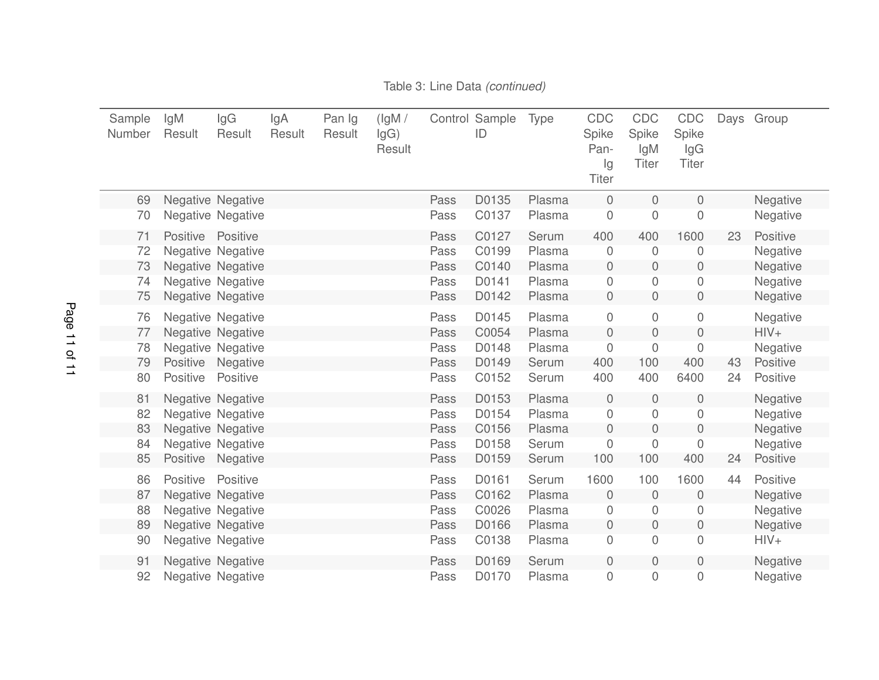Table 3: Line Data *(continued)*

| Sample Number | IgM Result | IgG Result | IgA Result | Pan Ig Result | (IgM / IgG) Result | Control | Sample ID | Type | CDC Spike Pan-Ig Titer | CDC Spike IgM Titer | CDC Spike IgG Titer | Days | Group |
|---|---|---|---|---|---|---|---|---|---|---|---|---|---|
| 69 | Negative | Negative | | | | Pass | D0135 | Plasma | 0 | 0 | 0 | | Negative |
| 70 | Negative | Negative | | | | Pass | C0137 | Plasma | 0 | 0 | 0 | | Negative |
| 71 | Positive | Positive | | | | Pass | C0127 | Serum | 400 | 400 | 1600 | 23 | Positive |
| 72 | Negative | Negative | | | | Pass | C0199 | Plasma | 0 | 0 | 0 | | Negative |
| 73 | Negative | Negative | | | | Pass | C0140 | Plasma | 0 | 0 | 0 | | Negative |
| 74 | Negative | Negative | | | | Pass | D0141 | Plasma | 0 | 0 | 0 | | Negative |
| 75 | Negative | Negative | | | | Pass | D0142 | Plasma | 0 | 0 | 0 | | Negative |
| 76 | Negative | Negative | | | | Pass | D0145 | Plasma | 0 | 0 | 0 | | Negative |
| 77 | Negative | Negative | | | | Pass | C0054 | Plasma | 0 | 0 | 0 | | HIV+ |
| 78 | Negative | Negative | | | | Pass | D0148 | Plasma | 0 | 0 | 0 | | Negative |
| 79 | Positive | Negative | | | | Pass | D0149 | Serum | 400 | 100 | 400 | 43 | Positive |
| 80 | Positive | Positive | | | | Pass | C0152 | Serum | 400 | 400 | 6400 | 24 | Positive |
| 81 | Negative | Negative | | | | Pass | D0153 | Plasma | 0 | 0 | 0 | | Negative |
| 82 | Negative | Negative | | | | Pass | D0154 | Plasma | 0 | 0 | 0 | | Negative |
| 83 | Negative | Negative | | | | Pass | C0156 | Plasma | 0 | 0 | 0 | | Negative |
| 84 | Negative | Negative | | | | Pass | D0158 | Serum | 0 | 0 | 0 | | Negative |
| 85 | Positive | Negative | | | | Pass | D0159 | Serum | 100 | 100 | 400 | 24 | Positive |
| 86 | Positive | Positive | | | | Pass | D0161 | Serum | 1600 | 100 | 1600 | 44 | Positive |
| 87 | Negative | Negative | | | | Pass | C0162 | Plasma | 0 | 0 | 0 | | Negative |
| 88 | Negative | Negative | | | | Pass | C0026 | Plasma | 0 | 0 | 0 | | Negative |
| 89 | Negative | Negative | | | | Pass | D0166 | Plasma | 0 | 0 | 0 | | Negative |
| 90 | Negative | Negative | | | | Pass | C0138 | Plasma | 0 | 0 | 0 | | HIV+ |
| 91 | Negative | Negative | | | | Pass | D0169 | Serum | 0 | 0 | 0 | | Negative |
| 92 | Negative | Negative | | | | Pass | D0170 | Plasma | 0 | 0 | 0 | | Negative |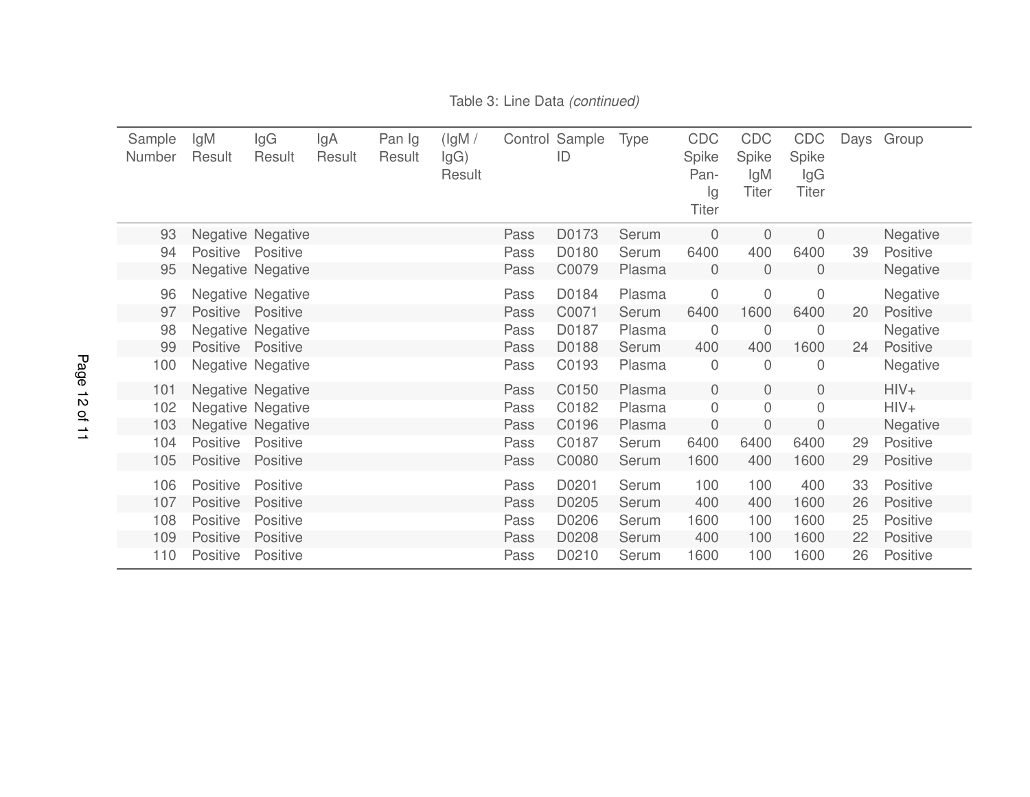Table 3: Line Data *(continued)*

| Sample Number | IgM Result | IgG Result | IgA Result | Pan Ig Result | (IgM / IgG) Result | Control | Sample ID | Type | CDC Spike Pan-Ig Titer | CDC Spike IgM Titer | CDC Spike IgG Titer | Days | Group |
|---|---|---|---|---|---|---|---|---|---|---|---|---|---|
| 93 | Negative | Negative | | | | Pass | D0173 | Serum | 0 | 0 | 0 | | Negative |
| 94 | Positive | Positive | | | | Pass | D0180 | Serum | 6400 | 400 | 6400 | 39 | Positive |
| 95 | Negative | Negative | | | | Pass | C0079 | Plasma | 0 | 0 | 0 | | Negative |
| 96 | Negative | Negative | | | | Pass | D0184 | Plasma | 0 | 0 | 0 | | Negative |
| 97 | Positive | Positive | | | | Pass | C0071 | Serum | 6400 | 1600 | 6400 | 20 | Positive |
| 98 | Negative | Negative | | | | Pass | D0187 | Plasma | 0 | 0 | 0 | | Negative |
| 99 | Positive | Positive | | | | Pass | D0188 | Serum | 400 | 400 | 1600 | 24 | Positive |
| 100 | Negative | Negative | | | | Pass | C0193 | Plasma | 0 | 0 | 0 | | Negative |
| 101 | Negative | Negative | | | | Pass | C0150 | Plasma | 0 | 0 | 0 | | HIV+ |
| 102 | Negative | Negative | | | | Pass | C0182 | Plasma | 0 | 0 | 0 | | HIV+ |
| 103 | Negative | Negative | | | | Pass | C0196 | Plasma | 0 | 0 | 0 | | Negative |
| 104 | Positive | Positive | | | | Pass | C0187 | Serum | 6400 | 6400 | 6400 | 29 | Positive |
| 105 | Positive | Positive | | | | Pass | C0080 | Serum | 1600 | 400 | 1600 | 29 | Positive |
| 106 | Positive | Positive | | | | Pass | D0201 | Serum | 100 | 100 | 400 | 33 | Positive |
| 107 | Positive | Positive | | | | Pass | D0205 | Serum | 400 | 400 | 1600 | 26 | Positive |
| 108 | Positive | Positive | | | | Pass | D0206 | Serum | 1600 | 100 | 1600 | 25 | Positive |
| 109 | Positive | Positive | | | | Pass | D0208 | Serum | 400 | 100 | 1600 | 22 | Positive |
| 110 | Positive | Positive | | | | Pass | D0210 | Serum | 1600 | 100 | 1600 | 26 | Positive |